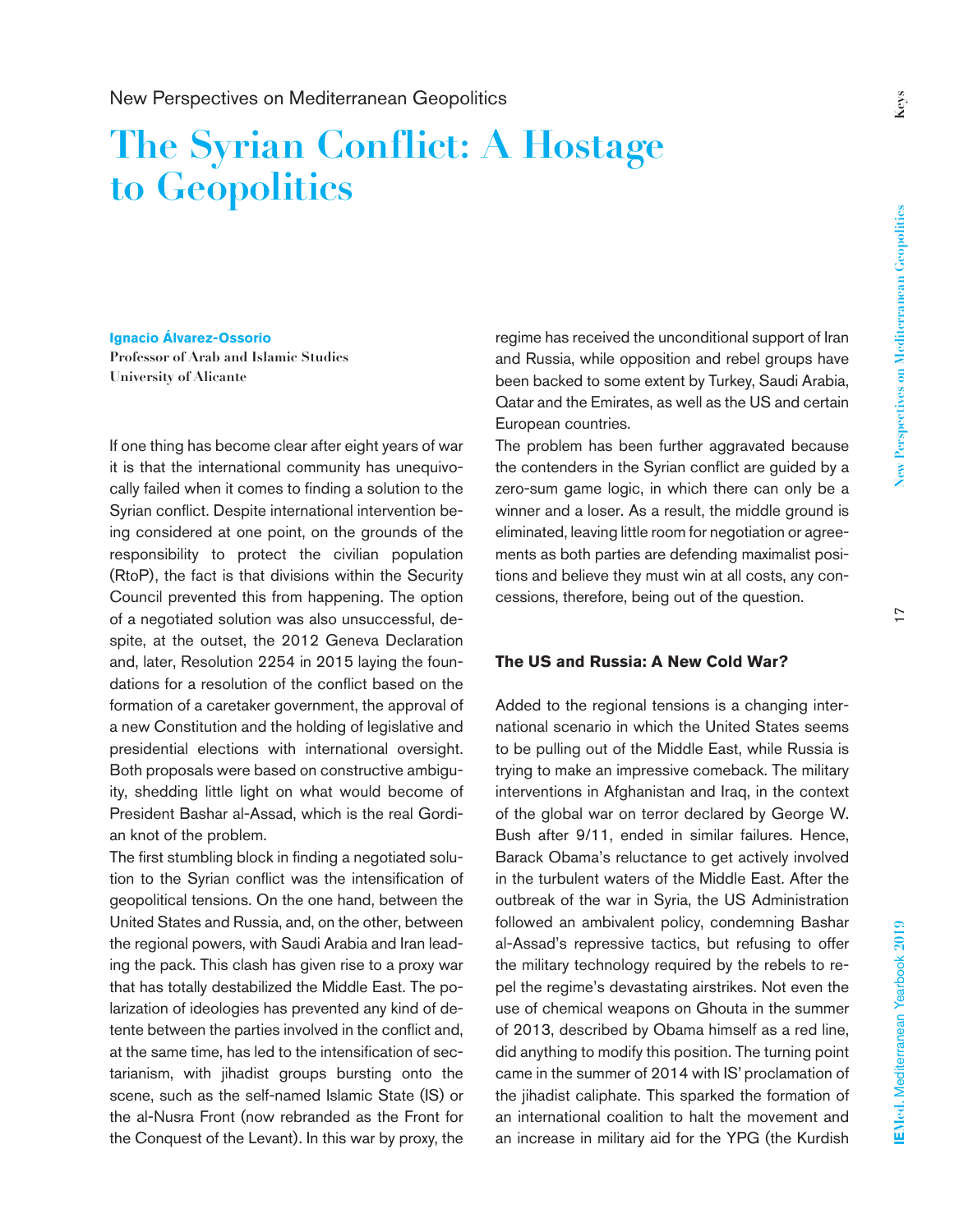New Perspectives on Mediterranean Geopolitics

# The Syrian Conflict: A Hostage to Geopolitics

**Ignacio Álvarez-Ossorio**
**Professor of Arab and Islamic Studies**
**University of Alicante**

If one thing has become clear after eight years of war it is that the international community has unequivocally failed when it comes to finding a solution to the Syrian conflict. Despite international intervention being considered at one point, on the grounds of the responsibility to protect the civilian population (RtoP), the fact is that divisions within the Security Council prevented this from happening. The option of a negotiated solution was also unsuccessful, despite, at the outset, the 2012 Geneva Declaration and, later, Resolution 2254 in 2015 laying the foundations for a resolution of the conflict based on the formation of a caretaker government, the approval of a new Constitution and the holding of legislative and presidential elections with international oversight. Both proposals were based on constructive ambiguity, shedding little light on what would become of President Bashar al-Assad, which is the real Gordian knot of the problem.

The first stumbling block in finding a negotiated solution to the Syrian conflict was the intensification of geopolitical tensions. On the one hand, between the United States and Russia, and, on the other, between the regional powers, with Saudi Arabia and Iran leading the pack. This clash has given rise to a proxy war that has totally destabilized the Middle East. The polarization of ideologies has prevented any kind of detente between the parties involved in the conflict and, at the same time, has led to the intensification of sectarianism, with jihadist groups bursting onto the scene, such as the self-named Islamic State (IS) or the al-Nusra Front (now rebranded as the Front for the Conquest of the Levant). In this war by proxy, the regime has received the unconditional support of Iran and Russia, while opposition and rebel groups have been backed to some extent by Turkey, Saudi Arabia, Qatar and the Emirates, as well as the US and certain European countries.

The problem has been further aggravated because the contenders in the Syrian conflict are guided by a zero-sum game logic, in which there can only be a winner and a loser. As a result, the middle ground is eliminated, leaving little room for negotiation or agreements as both parties are defending maximalist positions and believe they must win at all costs, any concessions, therefore, being out of the question.

## The US and Russia: A New Cold War?

Added to the regional tensions is a changing international scenario in which the United States seems to be pulling out of the Middle East, while Russia is trying to make an impressive comeback. The military interventions in Afghanistan and Iraq, in the context of the global war on terror declared by George W. Bush after 9/11, ended in similar failures. Hence, Barack Obama's reluctance to get actively involved in the turbulent waters of the Middle East. After the outbreak of the war in Syria, the US Administration followed an ambivalent policy, condemning Bashar al-Assad's repressive tactics, but refusing to offer the military technology required by the rebels to repel the regime's devastating airstrikes. Not even the use of chemical weapons on Ghouta in the summer of 2013, described by Obama himself as a red line, did anything to modify this position. The turning point came in the summer of 2014 with IS' proclamation of the jihadist caliphate. This sparked the formation of an international coalition to halt the movement and an increase in military aid for the YPG (the Kurdish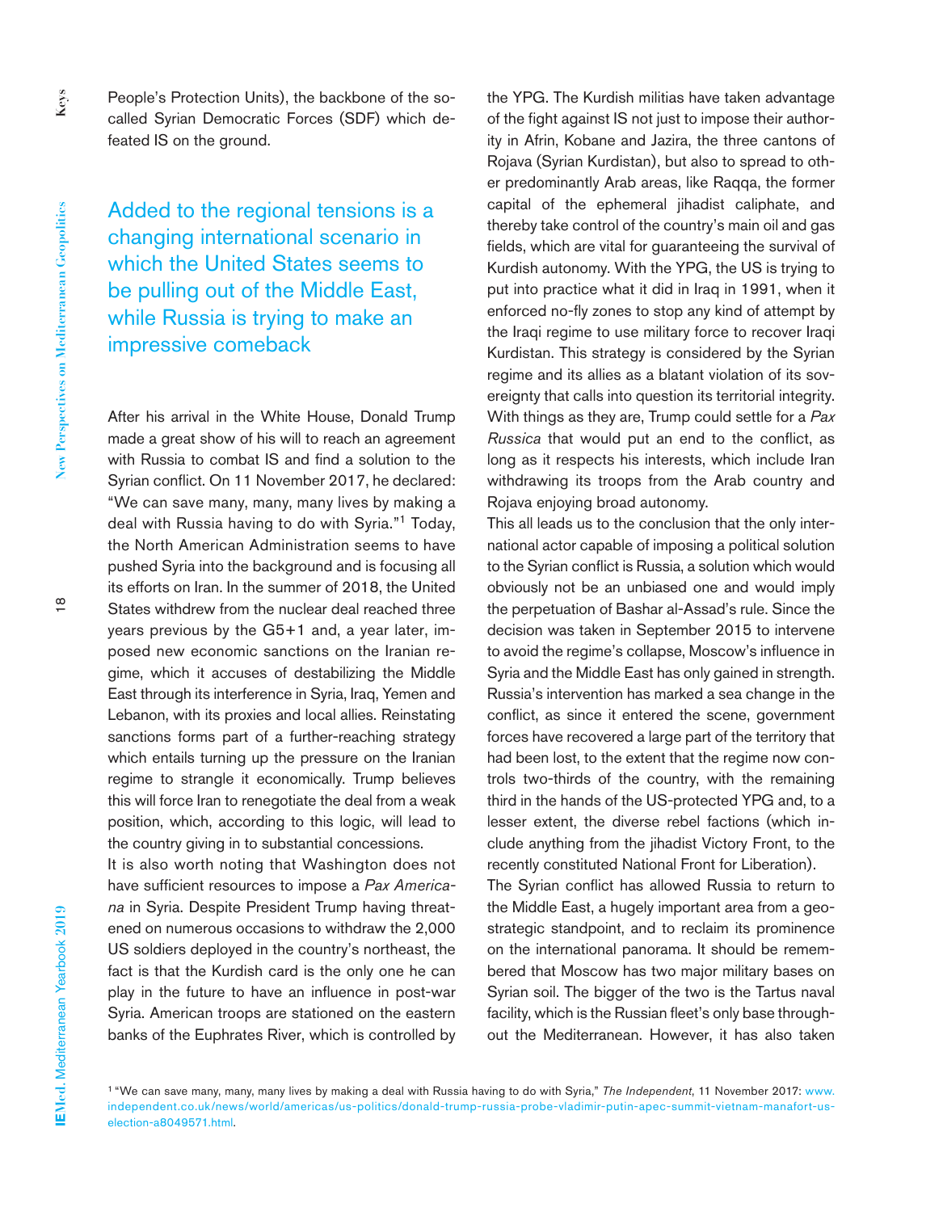People's Protection Units), the backbone of the so-called Syrian Democratic Forces (SDF) which defeated IS on the ground.

> Added to the regional tensions is a changing international scenario in which the United States seems to be pulling out of the Middle East, while Russia is trying to make an impressive comeback

After his arrival in the White House, Donald Trump made a great show of his will to reach an agreement with Russia to combat IS and find a solution to the Syrian conflict. On 11 November 2017, he declared: "We can save many, many, many lives by making a deal with Russia having to do with Syria."[1] Today, the North American Administration seems to have pushed Syria into the background and is focusing all its efforts on Iran. In the summer of 2018, the United States withdrew from the nuclear deal reached three years previous by the G5+1 and, a year later, imposed new economic sanctions on the Iranian regime, which it accuses of destabilizing the Middle East through its interference in Syria, Iraq, Yemen and Lebanon, with its proxies and local allies. Reinstating sanctions forms part of a further-reaching strategy which entails turning up the pressure on the Iranian regime to strangle it economically. Trump believes this will force Iran to renegotiate the deal from a weak position, which, according to this logic, will lead to the country giving in to substantial concessions.

It is also worth noting that Washington does not have sufficient resources to impose a *Pax Americana* in Syria. Despite President Trump having threatened on numerous occasions to withdraw the 2,000 US soldiers deployed in the country's northeast, the fact is that the Kurdish card is the only one he can play in the future to have an influence in post-war Syria. American troops are stationed on the eastern banks of the Euphrates River, which is controlled by the YPG. The Kurdish militias have taken advantage of the fight against IS not just to impose their authority in Afrin, Kobane and Jazira, the three cantons of Rojava (Syrian Kurdistan), but also to spread to other predominantly Arab areas, like Raqqa, the former capital of the ephemeral jihadist caliphate, and thereby take control of the country's main oil and gas fields, which are vital for guaranteeing the survival of Kurdish autonomy. With the YPG, the US is trying to put into practice what it did in Iraq in 1991, when it enforced no-fly zones to stop any kind of attempt by the Iraqi regime to use military force to recover Iraqi Kurdistan. This strategy is considered by the Syrian regime and its allies as a blatant violation of its sovereignty that calls into question its territorial integrity. With things as they are, Trump could settle for a *Pax Russica* that would put an end to the conflict, as long as it respects his interests, which include Iran withdrawing its troops from the Arab country and Rojava enjoying broad autonomy.

This all leads us to the conclusion that the only international actor capable of imposing a political solution to the Syrian conflict is Russia, a solution which would obviously not be an unbiased one and would imply the perpetuation of Bashar al-Assad's rule. Since the decision was taken in September 2015 to intervene to avoid the regime's collapse, Moscow's influence in Syria and the Middle East has only gained in strength. Russia's intervention has marked a sea change in the conflict, as since it entered the scene, government forces have recovered a large part of the territory that had been lost, to the extent that the regime now controls two-thirds of the country, with the remaining third in the hands of the US-protected YPG and, to a lesser extent, the diverse rebel factions (which include anything from the jihadist Victory Front, to the recently constituted National Front for Liberation).

The Syrian conflict has allowed Russia to return to the Middle East, a hugely important area from a geostrategic standpoint, and to reclaim its prominence on the international panorama. It should be remembered that Moscow has two major military bases on Syrian soil. The bigger of the two is the Tartus naval facility, which is the Russian fleet's only base throughout the Mediterranean. However, it has also taken

[1] "We can save many, many, many lives by making a deal with Russia having to do with Syria," *The Independent*, 11 November 2017: www.independent.co.uk/news/world/americas/us-politics/donald-trump-russia-probe-vladimir-putin-apec-summit-vietnam-manafort-us-election-a8049571.html.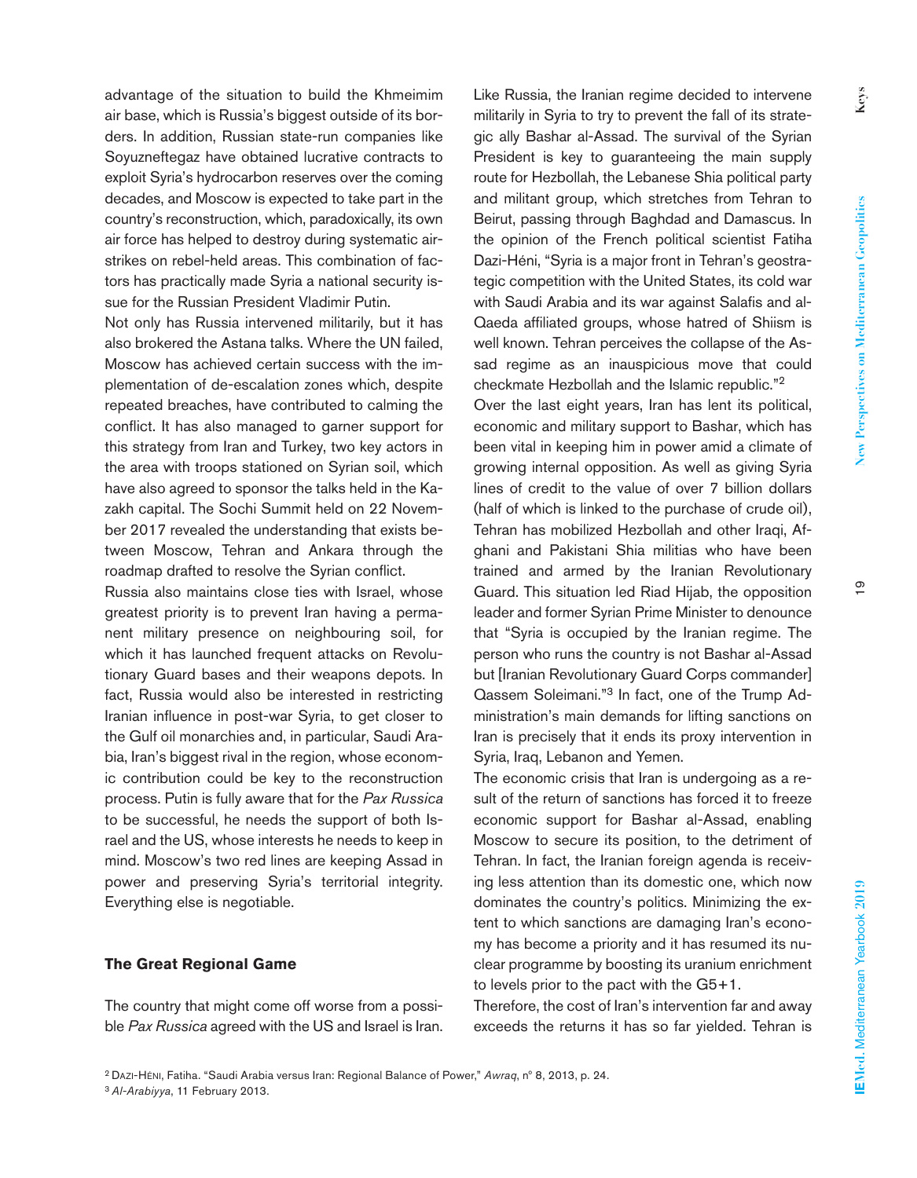advantage of the situation to build the Khmeimim air base, which is Russia's biggest outside of its borders. In addition, Russian state-run companies like Soyuzneftegaz have obtained lucrative contracts to exploit Syria's hydrocarbon reserves over the coming decades, and Moscow is expected to take part in the country's reconstruction, which, paradoxically, its own air force has helped to destroy during systematic airstrikes on rebel-held areas. This combination of factors has practically made Syria a national security issue for the Russian President Vladimir Putin.

Not only has Russia intervened militarily, but it has also brokered the Astana talks. Where the UN failed, Moscow has achieved certain success with the implementation of de-escalation zones which, despite repeated breaches, have contributed to calming the conflict. It has also managed to garner support for this strategy from Iran and Turkey, two key actors in the area with troops stationed on Syrian soil, which have also agreed to sponsor the talks held in the Kazakh capital. The Sochi Summit held on 22 November 2017 revealed the understanding that exists between Moscow, Tehran and Ankara through the roadmap drafted to resolve the Syrian conflict.

Russia also maintains close ties with Israel, whose greatest priority is to prevent Iran having a permanent military presence on neighbouring soil, for which it has launched frequent attacks on Revolutionary Guard bases and their weapons depots. In fact, Russia would also be interested in restricting Iranian influence in post-war Syria, to get closer to the Gulf oil monarchies and, in particular, Saudi Arabia, Iran's biggest rival in the region, whose economic contribution could be key to the reconstruction process. Putin is fully aware that for the *Pax Russica* to be successful, he needs the support of both Israel and the US, whose interests he needs to keep in mind. Moscow's two red lines are keeping Assad in power and preserving Syria's territorial integrity. Everything else is negotiable.

## The Great Regional Game

The country that might come off worse from a possible *Pax Russica* agreed with the US and Israel is Iran. Like Russia, the Iranian regime decided to intervene militarily in Syria to try to prevent the fall of its strategic ally Bashar al-Assad. The survival of the Syrian President is key to guaranteeing the main supply route for Hezbollah, the Lebanese Shia political party and militant group, which stretches from Tehran to Beirut, passing through Baghdad and Damascus. In the opinion of the French political scientist Fatiha Dazi-Héni, "Syria is a major front in Tehran's geostrategic competition with the United States, its cold war with Saudi Arabia and its war against Salafis and al-Qaeda affiliated groups, whose hatred of Shiism is well known. Tehran perceives the collapse of the Assad regime as an inauspicious move that could checkmate Hezbollah and the Islamic republic."[2]

Over the last eight years, Iran has lent its political, economic and military support to Bashar, which has been vital in keeping him in power amid a climate of growing internal opposition. As well as giving Syria lines of credit to the value of over 7 billion dollars (half of which is linked to the purchase of crude oil), Tehran has mobilized Hezbollah and other Iraqi, Afghani and Pakistani Shia militias who have been trained and armed by the Iranian Revolutionary Guard. This situation led Riad Hijab, the opposition leader and former Syrian Prime Minister to denounce that "Syria is occupied by the Iranian regime. The person who runs the country is not Bashar al-Assad but [Iranian Revolutionary Guard Corps commander] Qassem Soleimani."[3] In fact, one of the Trump Administration's main demands for lifting sanctions on Iran is precisely that it ends its proxy intervention in Syria, Iraq, Lebanon and Yemen.

The economic crisis that Iran is undergoing as a result of the return of sanctions has forced it to freeze economic support for Bashar al-Assad, enabling Moscow to secure its position, to the detriment of Tehran. In fact, the Iranian foreign agenda is receiving less attention than its domestic one, which now dominates the country's politics. Minimizing the extent to which sanctions are damaging Iran's economy has become a priority and it has resumed its nuclear programme by boosting its uranium enrichment to levels prior to the pact with the G5+1.

Therefore, the cost of Iran's intervention far and away exceeds the returns it has so far yielded. Tehran is

---

[2] Dazi-Héni, Fatiha. "Saudi Arabia versus Iran: Regional Balance of Power," *Awraq*, nº 8, 2013, p. 24.

[3] *Al-Arabiyya*, 11 February 2013.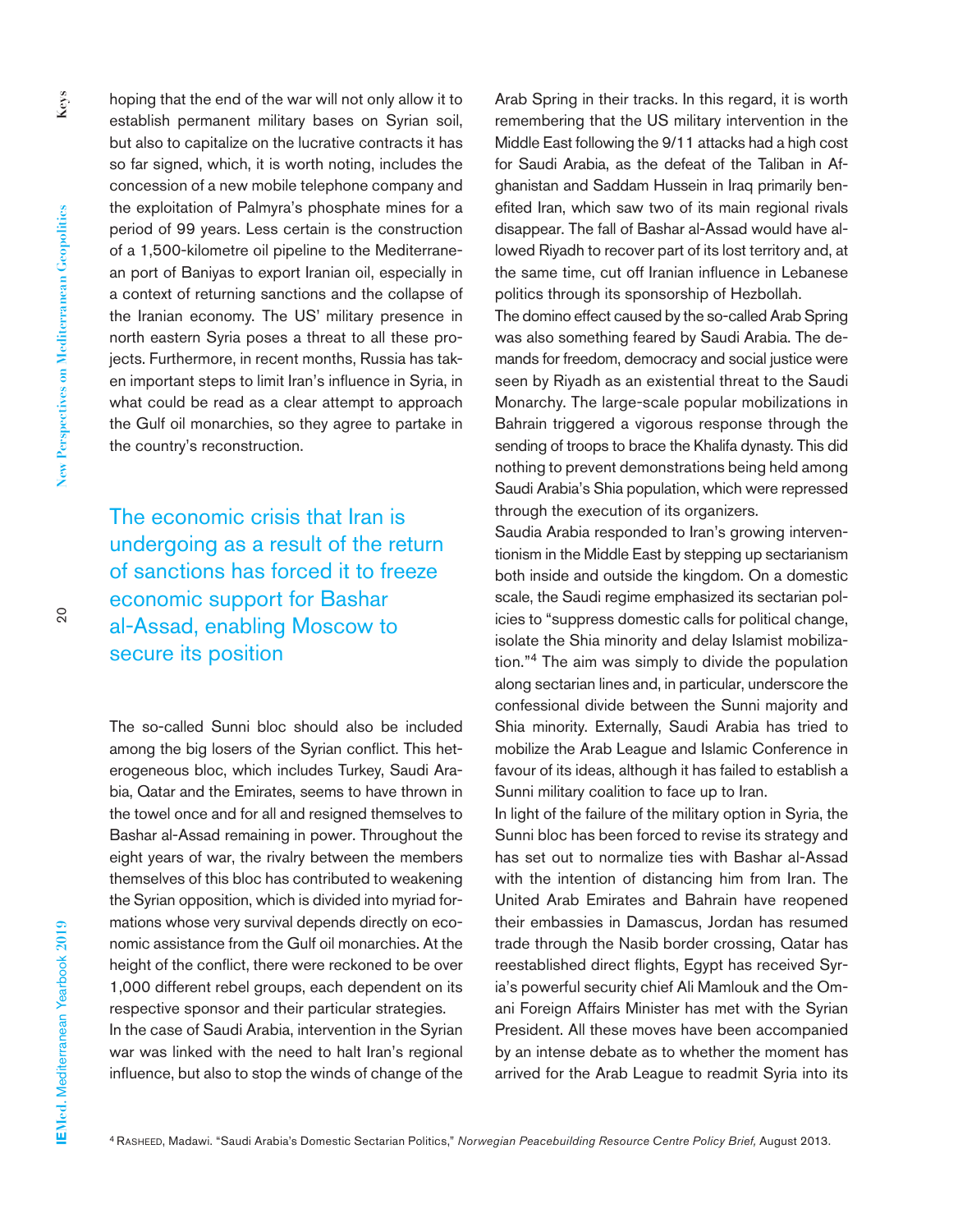hoping that the end of the war will not only allow it to establish permanent military bases on Syrian soil, but also to capitalize on the lucrative contracts it has so far signed, which, it is worth noting, includes the concession of a new mobile telephone company and the exploitation of Palmyra's phosphate mines for a period of 99 years. Less certain is the construction of a 1,500-kilometre oil pipeline to the Mediterranean port of Baniyas to export Iranian oil, especially in a context of returning sanctions and the collapse of the Iranian economy. The US' military presence in north eastern Syria poses a threat to all these projects. Furthermore, in recent months, Russia has taken important steps to limit Iran's influence in Syria, in what could be read as a clear attempt to approach the Gulf oil monarchies, so they agree to partake in the country's reconstruction.

> The economic crisis that Iran is undergoing as a result of the return of sanctions has forced it to freeze economic support for Bashar al-Assad, enabling Moscow to secure its position

The so-called Sunni bloc should also be included among the big losers of the Syrian conflict. This heterogeneous bloc, which includes Turkey, Saudi Arabia, Qatar and the Emirates, seems to have thrown in the towel once and for all and resigned themselves to Bashar al-Assad remaining in power. Throughout the eight years of war, the rivalry between the members themselves of this bloc has contributed to weakening the Syrian opposition, which is divided into myriad formations whose very survival depends directly on economic assistance from the Gulf oil monarchies. At the height of the conflict, there were reckoned to be over 1,000 different rebel groups, each dependent on its respective sponsor and their particular strategies.

In the case of Saudi Arabia, intervention in the Syrian war was linked with the need to halt Iran's regional influence, but also to stop the winds of change of the Arab Spring in their tracks. In this regard, it is worth remembering that the US military intervention in the Middle East following the 9/11 attacks had a high cost for Saudi Arabia, as the defeat of the Taliban in Afghanistan and Saddam Hussein in Iraq primarily benefited Iran, which saw two of its main regional rivals disappear. The fall of Bashar al-Assad would have allowed Riyadh to recover part of its lost territory and, at the same time, cut off Iranian influence in Lebanese politics through its sponsorship of Hezbollah.

The domino effect caused by the so-called Arab Spring was also something feared by Saudi Arabia. The demands for freedom, democracy and social justice were seen by Riyadh as an existential threat to the Saudi Monarchy. The large-scale popular mobilizations in Bahrain triggered a vigorous response through the sending of troops to brace the Khalifa dynasty. This did nothing to prevent demonstrations being held among Saudi Arabia's Shia population, which were repressed through the execution of its organizers.

Saudia Arabia responded to Iran's growing interventionism in the Middle East by stepping up sectarianism both inside and outside the kingdom. On a domestic scale, the Saudi regime emphasized its sectarian policies to "suppress domestic calls for political change, isolate the Shia minority and delay Islamist mobilization."[4] The aim was simply to divide the population along sectarian lines and, in particular, underscore the confessional divide between the Sunni majority and Shia minority. Externally, Saudi Arabia has tried to mobilize the Arab League and Islamic Conference in favour of its ideas, although it has failed to establish a Sunni military coalition to face up to Iran.

In light of the failure of the military option in Syria, the Sunni bloc has been forced to revise its strategy and has set out to normalize ties with Bashar al-Assad with the intention of distancing him from Iran. The United Arab Emirates and Bahrain have reopened their embassies in Damascus, Jordan has resumed trade through the Nasib border crossing, Qatar has reestablished direct flights, Egypt has received Syria's powerful security chief Ali Mamlouk and the Omani Foreign Affairs Minister has met with the Syrian President. All these moves have been accompanied by an intense debate as to whether the moment has arrived for the Arab League to readmit Syria into its

[4] Rasheed, Madawi. "Saudi Arabia's Domestic Sectarian Politics," *Norwegian Peacebuilding Resource Centre Policy Brief,* August 2013.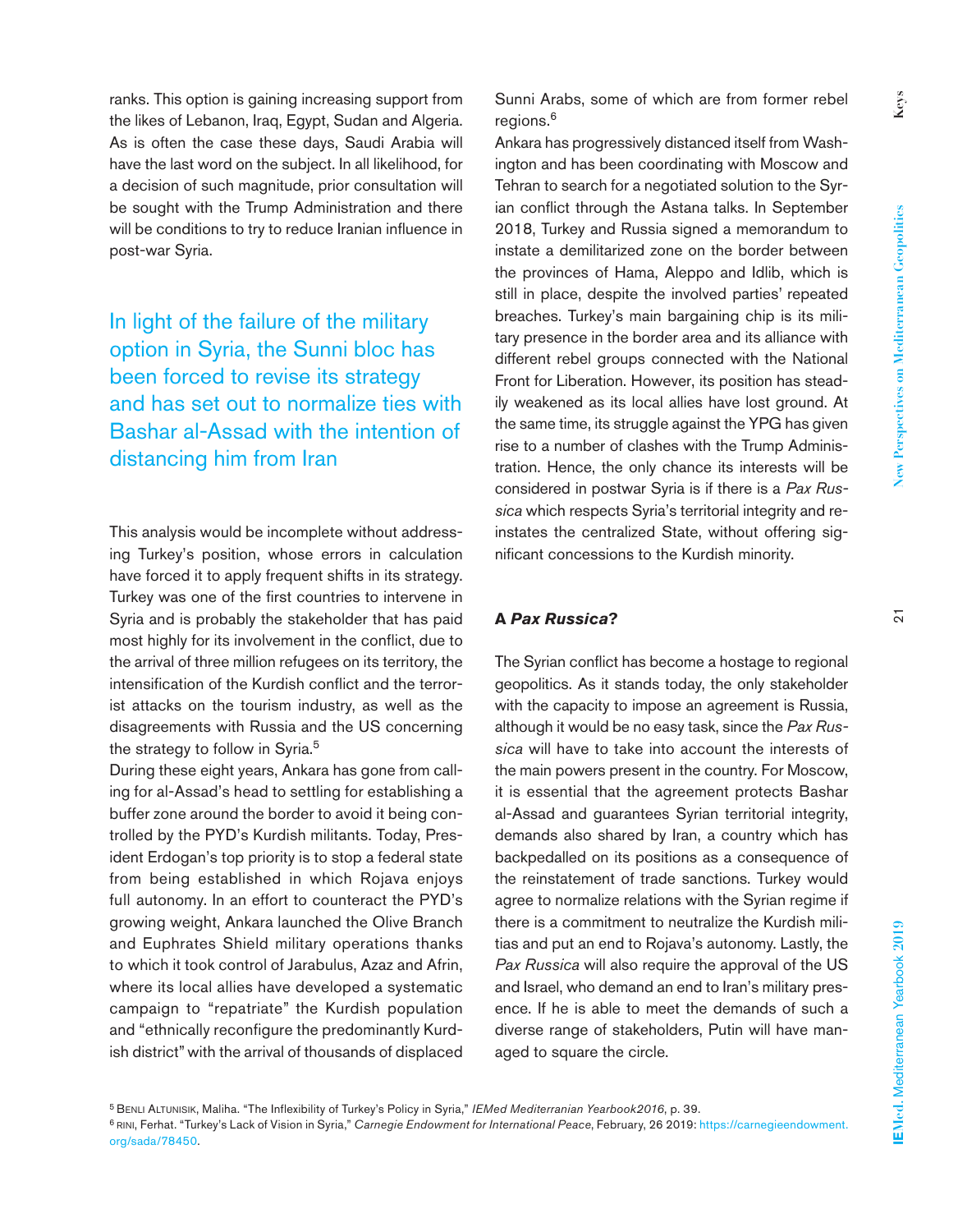ranks. This option is gaining increasing support from the likes of Lebanon, Iraq, Egypt, Sudan and Algeria. As is often the case these days, Saudi Arabia will have the last word on the subject. In all likelihood, for a decision of such magnitude, prior consultation will be sought with the Trump Administration and there will be conditions to try to reduce Iranian influence in post-war Syria.

> In light of the failure of the military option in Syria, the Sunni bloc has been forced to revise its strategy and has set out to normalize ties with Bashar al-Assad with the intention of distancing him from Iran

This analysis would be incomplete without addressing Turkey's position, whose errors in calculation have forced it to apply frequent shifts in its strategy. Turkey was one of the first countries to intervene in Syria and is probably the stakeholder that has paid most highly for its involvement in the conflict, due to the arrival of three million refugees on its territory, the intensification of the Kurdish conflict and the terrorist attacks on the tourism industry, as well as the disagreements with Russia and the US concerning the strategy to follow in Syria.[5]

During these eight years, Ankara has gone from calling for al-Assad's head to settling for establishing a buffer zone around the border to avoid it being controlled by the PYD's Kurdish militants. Today, President Erdogan's top priority is to stop a federal state from being established in which Rojava enjoys full autonomy. In an effort to counteract the PYD's growing weight, Ankara launched the Olive Branch and Euphrates Shield military operations thanks to which it took control of Jarabulus, Azaz and Afrin, where its local allies have developed a systematic campaign to "repatriate" the Kurdish population and "ethnically reconfigure the predominantly Kurdish district" with the arrival of thousands of displaced Sunni Arabs, some of which are from former rebel regions.[6]

Ankara has progressively distanced itself from Washington and has been coordinating with Moscow and Tehran to search for a negotiated solution to the Syrian conflict through the Astana talks. In September 2018, Turkey and Russia signed a memorandum to instate a demilitarized zone on the border between the provinces of Hama, Aleppo and Idlib, which is still in place, despite the involved parties' repeated breaches. Turkey's main bargaining chip is its military presence in the border area and its alliance with different rebel groups connected with the National Front for Liberation. However, its position has steadily weakened as its local allies have lost ground. At the same time, its struggle against the YPG has given rise to a number of clashes with the Trump Administration. Hence, the only chance its interests will be considered in postwar Syria is if there is a *Pax Russica* which respects Syria's territorial integrity and reinstates the centralized State, without offering significant concessions to the Kurdish minority.

## A *Pax Russica*?

The Syrian conflict has become a hostage to regional geopolitics. As it stands today, the only stakeholder with the capacity to impose an agreement is Russia, although it would be no easy task, since the *Pax Russica* will have to take into account the interests of the main powers present in the country. For Moscow, it is essential that the agreement protects Bashar al-Assad and guarantees Syrian territorial integrity, demands also shared by Iran, a country which has backpedalled on its positions as a consequence of the reinstatement of trade sanctions. Turkey would agree to normalize relations with the Syrian regime if there is a commitment to neutralize the Kurdish militias and put an end to Rojava's autonomy. Lastly, the *Pax Russica* will also require the approval of the US and Israel, who demand an end to Iran's military presence. If he is able to meet the demands of such a diverse range of stakeholders, Putin will have managed to square the circle.

---

[5] Benli Altunisik, Maliha. "The Inflexibility of Turkey's Policy in Syria," *IEMed Mediterranean Yearbook2016*, p. 39.

[6] Rini, Ferhat. "Turkey's Lack of Vision in Syria," *Carnegie Endowment for International Peace*, February, 26 2019: https://carnegieendowment.org/sada/78450.